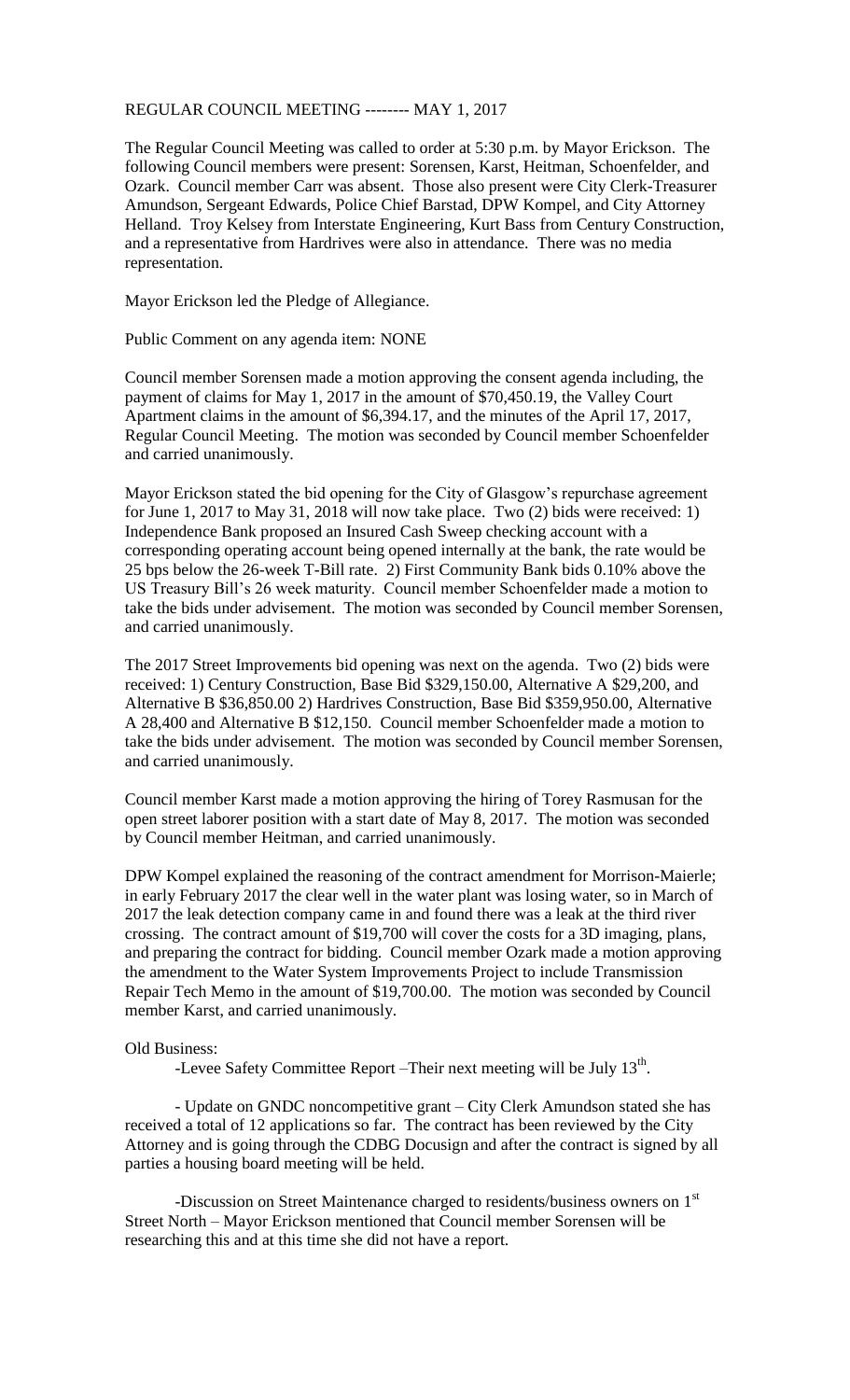REGULAR COUNCIL MEETING -------- MAY 1, 2017

The Regular Council Meeting was called to order at 5:30 p.m. by Mayor Erickson. The following Council members were present: Sorensen, Karst, Heitman, Schoenfelder, and Ozark. Council member Carr was absent. Those also present were City Clerk-Treasurer Amundson, Sergeant Edwards, Police Chief Barstad, DPW Kompel, and City Attorney Helland. Troy Kelsey from Interstate Engineering, Kurt Bass from Century Construction, and a representative from Hardrives were also in attendance. There was no media representation.

Mayor Erickson led the Pledge of Allegiance.

Public Comment on any agenda item: NONE

Council member Sorensen made a motion approving the consent agenda including, the payment of claims for May 1, 2017 in the amount of $70,450.19, the Valley Court Apartment claims in the amount of $6,394.17, and the minutes of the April 17, 2017, Regular Council Meeting. The motion was seconded by Council member Schoenfelder and carried unanimously.

Mayor Erickson stated the bid opening for the City of Glasgow's repurchase agreement for June 1, 2017 to May 31, 2018 will now take place. Two (2) bids were received: 1) Independence Bank proposed an Insured Cash Sweep checking account with a corresponding operating account being opened internally at the bank, the rate would be 25 bps below the 26-week T-Bill rate. 2) First Community Bank bids 0.10% above the US Treasury Bill's 26 week maturity. Council member Schoenfelder made a motion to take the bids under advisement. The motion was seconded by Council member Sorensen, and carried unanimously.

The 2017 Street Improvements bid opening was next on the agenda. Two (2) bids were received: 1) Century Construction, Base Bid $329,150.00, Alternative A $29,200, and Alternative B $36,850.00 2) Hardrives Construction, Base Bid $359,950.00, Alternative A 28,400 and Alternative B $12,150. Council member Schoenfelder made a motion to take the bids under advisement. The motion was seconded by Council member Sorensen, and carried unanimously.

Council member Karst made a motion approving the hiring of Torey Rasmusan for the open street laborer position with a start date of May 8, 2017. The motion was seconded by Council member Heitman, and carried unanimously.

DPW Kompel explained the reasoning of the contract amendment for Morrison-Maierle; in early February 2017 the clear well in the water plant was losing water, so in March of 2017 the leak detection company came in and found there was a leak at the third river crossing. The contract amount of $19,700 will cover the costs for a 3D imaging, plans, and preparing the contract for bidding. Council member Ozark made a motion approving the amendment to the Water System Improvements Project to include Transmission Repair Tech Memo in the amount of $19,700.00. The motion was seconded by Council member Karst, and carried unanimously.

Old Business:

-Levee Safety Committee Report –Their next meeting will be July 13th.

- Update on GNDC noncompetitive grant – City Clerk Amundson stated she has received a total of 12 applications so far. The contract has been reviewed by the City Attorney and is going through the CDBG Docusign and after the contract is signed by all parties a housing board meeting will be held.

-Discussion on Street Maintenance charged to residents/business owners on 1st Street North – Mayor Erickson mentioned that Council member Sorensen will be researching this and at this time she did not have a report.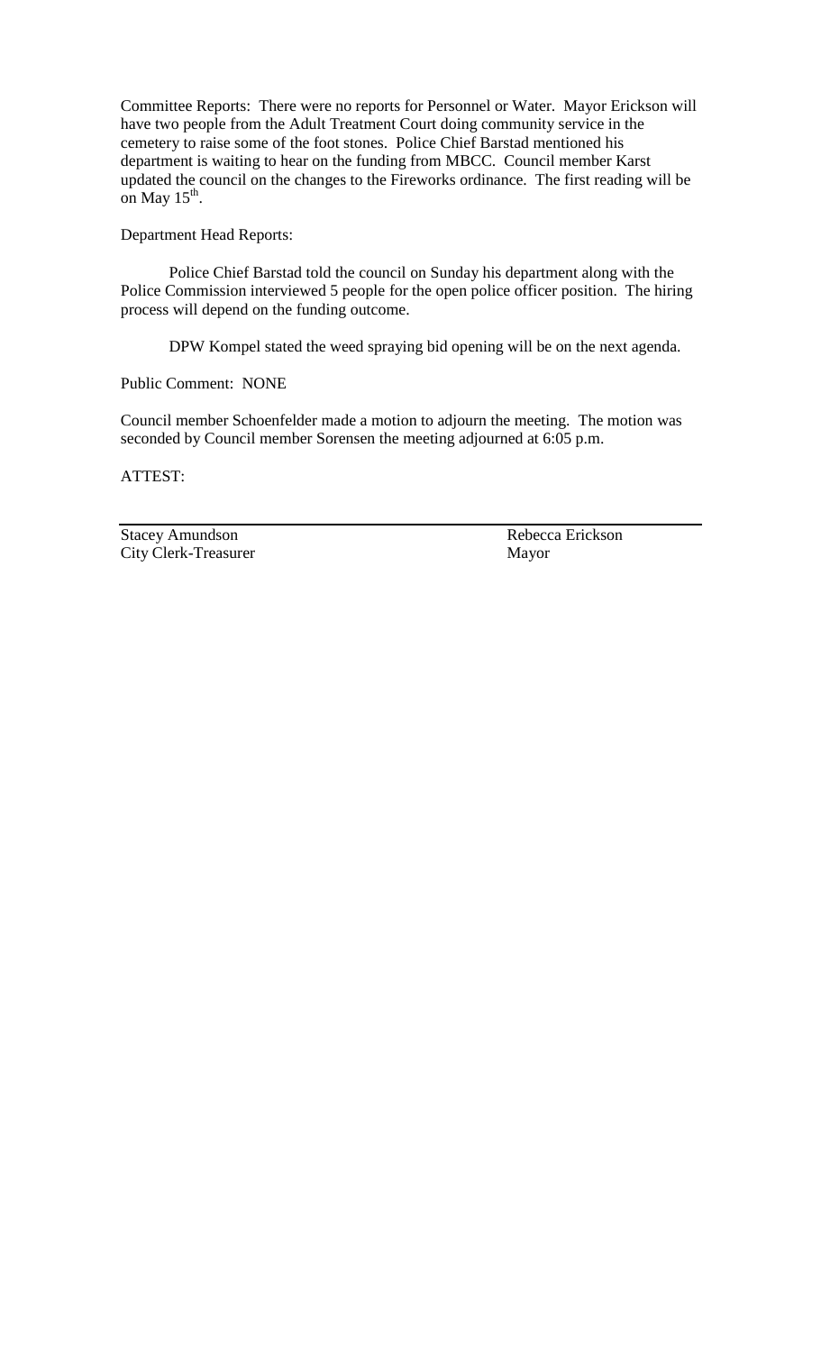Committee Reports: There were no reports for Personnel or Water. Mayor Erickson will have two people from the Adult Treatment Court doing community service in the cemetery to raise some of the foot stones. Police Chief Barstad mentioned his department is waiting to hear on the funding from MBCC. Council member Karst updated the council on the changes to the Fireworks ordinance. The first reading will be on May 15th.

Department Head Reports:

Police Chief Barstad told the council on Sunday his department along with the Police Commission interviewed 5 people for the open police officer position. The hiring process will depend on the funding outcome.

DPW Kompel stated the weed spraying bid opening will be on the next agenda.

Public Comment: NONE

Council member Schoenfelder made a motion to adjourn the meeting. The motion was seconded by Council member Sorensen the meeting adjourned at 6:05 p.m.

ATTEST:

| | |
|---|---|
| Stacey Amundson | Rebecca Erickson |
| City Clerk-Treasurer | Mayor |